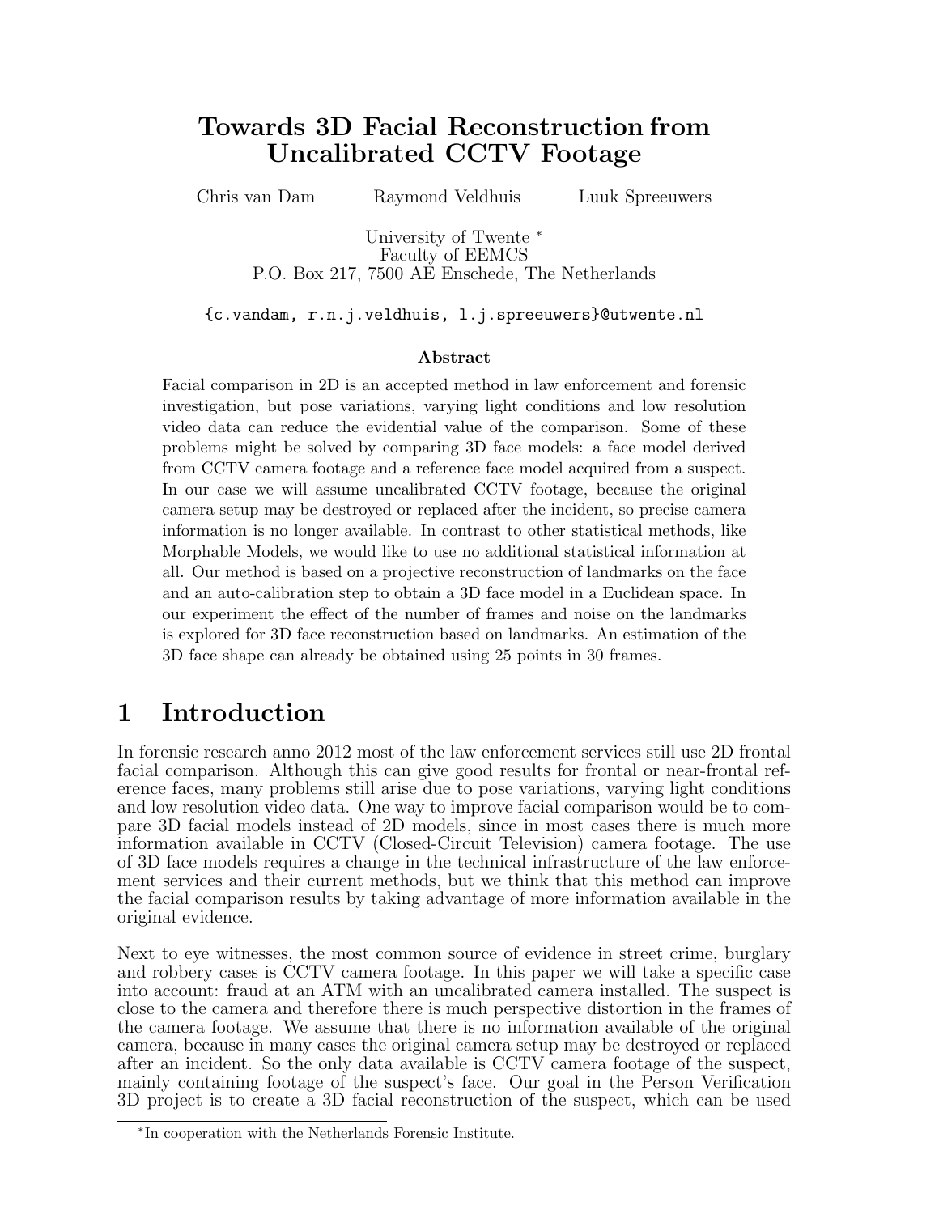# Towards 3D Facial Reconstruction from Uncalibrated CCTV Footage

Chris van Dam  Raymond Veldhuis  Luuk Spreeuwers

University of Twente [*]
Faculty of EEMCS
P.O. Box 217, 7500 AE Enschede, The Netherlands

{c.vandam, r.n.j.veldhuis, l.j.spreeuwers}@utwente.nl

### Abstract

Facial comparison in 2D is an accepted method in law enforcement and forensic investigation, but pose variations, varying light conditions and low resolution video data can reduce the evidential value of the comparison. Some of these problems might be solved by comparing 3D face models: a face model derived from CCTV camera footage and a reference face model acquired from a suspect. In our case we will assume uncalibrated CCTV footage, because the original camera setup may be destroyed or replaced after the incident, so precise camera information is no longer available. In contrast to other statistical methods, like Morphable Models, we would like to use no additional statistical information at all. Our method is based on a projective reconstruction of landmarks on the face and an auto-calibration step to obtain a 3D face model in a Euclidean space. In our experiment the effect of the number of frames and noise on the landmarks is explored for 3D face reconstruction based on landmarks. An estimation of the 3D face shape can already be obtained using 25 points in 30 frames.

## 1 Introduction

In forensic research anno 2012 most of the law enforcement services still use 2D frontal facial comparison. Although this can give good results for frontal or near-frontal reference faces, many problems still arise due to pose variations, varying light conditions and low resolution video data. One way to improve facial comparison would be to compare 3D facial models instead of 2D models, since in most cases there is much more information available in CCTV (Closed-Circuit Television) camera footage. The use of 3D face models requires a change in the technical infrastructure of the law enforcement services and their current methods, but we think that this method can improve the facial comparison results by taking advantage of more information available in the original evidence.

Next to eye witnesses, the most common source of evidence in street crime, burglary and robbery cases is CCTV camera footage. In this paper we will take a specific case into account: fraud at an ATM with an uncalibrated camera installed. The suspect is close to the camera and therefore there is much perspective distortion in the frames of the camera footage. We assume that there is no information available of the original camera, because in many cases the original camera setup may be destroyed or replaced after an incident. So the only data available is CCTV camera footage of the suspect, mainly containing footage of the suspect's face. Our goal in the Person Verification 3D project is to create a 3D facial reconstruction of the suspect, which can be used

[*]In cooperation with the Netherlands Forensic Institute.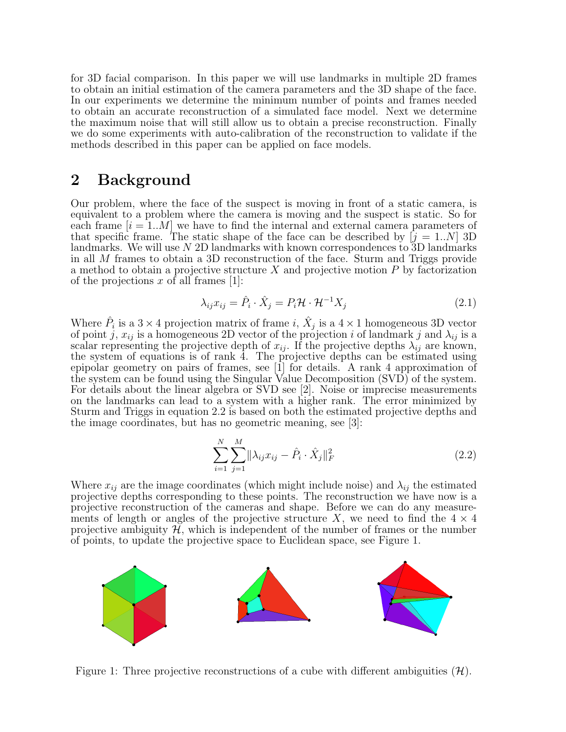for 3D facial comparison. In this paper we will use landmarks in multiple 2D frames to obtain an initial estimation of the camera parameters and the 3D shape of the face. In our experiments we determine the minimum number of points and frames needed to obtain an accurate reconstruction of a simulated face model. Next we determine the maximum noise that will still allow us to obtain a precise reconstruction. Finally we do some experiments with auto-calibration of the reconstruction to validate if the methods described in this paper can be applied on face models.

## 2 Background

Our problem, where the face of the suspect is moving in front of a static camera, is equivalent to a problem where the camera is moving and the suspect is static. So for each frame $[i = 1..M]$ we have to find the internal and external camera parameters of that specific frame. The static shape of the face can be described by $[j = 1..N]$ 3D landmarks. We will use $N$ 2D landmarks with known correspondences to 3D landmarks in all $M$ frames to obtain a 3D reconstruction of the face. Sturm and Triggs provide a method to obtain a projective structure $X$ and projective motion $P$ by factorization of the projections $x$ of all frames [1]:

$$\lambda_{ij} x_{ij} = \hat{P}_i \cdot \hat{X}_j = P_i \mathcal{H} \cdot \mathcal{H}^{-1} X_j \tag{2.1}$$

Where $\hat{P}_i$ is a $3 \times 4$ projection matrix of frame $i$, $\hat{X}_j$ is a $4 \times 1$ homogeneous 3D vector of point $j$, $x_{ij}$ is a homogeneous 2D vector of the projection $i$ of landmark $j$ and $\lambda_{ij}$ is a scalar representing the projective depth of $x_{ij}$. If the projective depths $\lambda_{ij}$ are known, the system of equations is of rank 4. The projective depths can be estimated using epipolar geometry on pairs of frames, see [1] for details. A rank 4 approximation of the system can be found using the Singular Value Decomposition (SVD) of the system. For details about the linear algebra or SVD see [2]. Noise or imprecise measurements on the landmarks can lead to a system with a higher rank. The error minimized by Sturm and Triggs in equation 2.2 is based on both the estimated projective depths and the image coordinates, but has no geometric meaning, see [3]:

$$\sum_{i=1}^{N} \sum_{j=1}^{M} \|\lambda_{ij} x_{ij} - \hat{P}_i \cdot \hat{X}_j\|_F^2 \tag{2.2}$$

Where $x_{ij}$ are the image coordinates (which might include noise) and $\lambda_{ij}$ the estimated projective depths corresponding to these points. The reconstruction we have now is a projective reconstruction of the cameras and shape. Before we can do any measurements of length or angles of the projective structure $X$, we need to find the $4 \times 4$ projective ambiguity $\mathcal{H}$, which is independent of the number of frames or the number of points, to update the projective space to Euclidean space, see Figure 1.

Figure 1: Three projective reconstructions of a cube with different ambiguities ($\mathcal{H}$).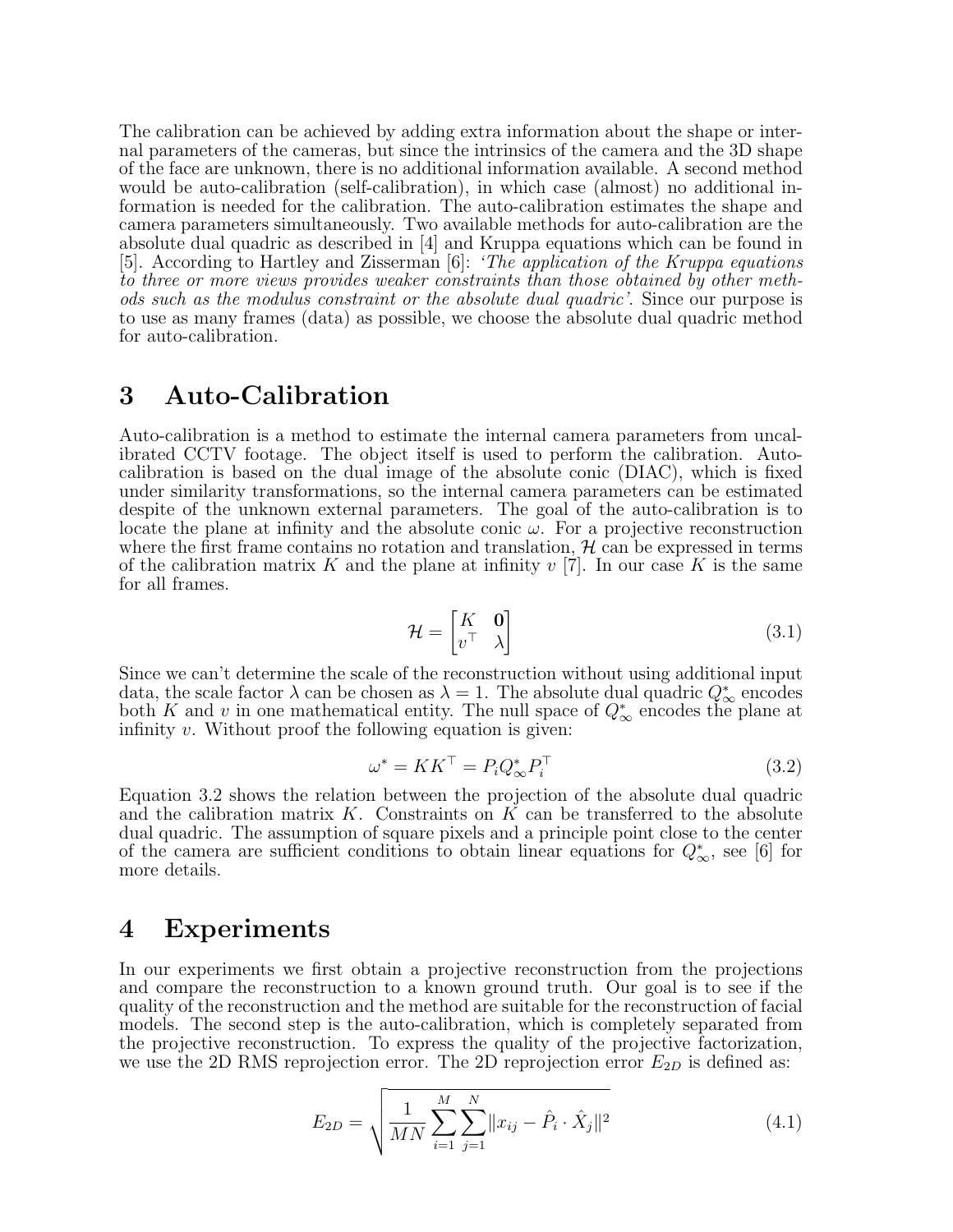The calibration can be achieved by adding extra information about the shape or internal parameters of the cameras, but since the intrinsics of the camera and the 3D shape of the face are unknown, there is no additional information available. A second method would be auto-calibration (self-calibration), in which case (almost) no additional information is needed for the calibration. The auto-calibration estimates the shape and camera parameters simultaneously. Two available methods for auto-calibration are the absolute dual quadric as described in [4] and Kruppa equations which can be found in [5]. According to Hartley and Zisserman [6]: *'The application of the Kruppa equations to three or more views provides weaker constraints than those obtained by other methods such as the modulus constraint or the absolute dual quadric'*. Since our purpose is to use as many frames (data) as possible, we choose the absolute dual quadric method for auto-calibration.

# 3 Auto-Calibration

Auto-calibration is a method to estimate the internal camera parameters from uncalibrated CCTV footage. The object itself is used to perform the calibration. Auto-calibration is based on the dual image of the absolute conic (DIAC), which is fixed under similarity transformations, so the internal camera parameters can be estimated despite of the unknown external parameters. The goal of the auto-calibration is to locate the plane at infinity and the absolute conic $\omega$. For a projective reconstruction where the first frame contains no rotation and translation, $\mathcal{H}$ can be expressed in terms of the calibration matrix $K$ and the plane at infinity $v$ [7]. In our case $K$ is the same for all frames.

$$\mathcal{H} = \begin{bmatrix} K & \mathbf{0} \\ v^\top & \lambda \end{bmatrix} \tag{3.1}$$

Since we can't determine the scale of the reconstruction without using additional input data, the scale factor $\lambda$ can be chosen as $\lambda = 1$. The absolute dual quadric $Q^*_\infty$ encodes both $K$ and $v$ in one mathematical entity. The null space of $Q^*_\infty$ encodes the plane at infinity $v$. Without proof the following equation is given:

$$\omega^* = KK^\top = P_i Q^*_\infty P_i^\top \tag{3.2}$$

Equation 3.2 shows the relation between the projection of the absolute dual quadric and the calibration matrix $K$. Constraints on $K$ can be transferred to the absolute dual quadric. The assumption of square pixels and a principle point close to the center of the camera are sufficient conditions to obtain linear equations for $Q^*_\infty$, see [6] for more details.

# 4 Experiments

In our experiments we first obtain a projective reconstruction from the projections and compare the reconstruction to a known ground truth. Our goal is to see if the quality of the reconstruction and the method are suitable for the reconstruction of facial models. The second step is the auto-calibration, which is completely separated from the projective reconstruction. To express the quality of the projective factorization, we use the 2D RMS reprojection error. The 2D reprojection error $E_{2D}$ is defined as:

$$E_{2D} = \sqrt{\frac{1}{MN} \sum_{i=1}^{M} \sum_{j=1}^{N} \|x_{ij} - \hat{P}_i \cdot \hat{X}_j\|^2} \tag{4.1}$$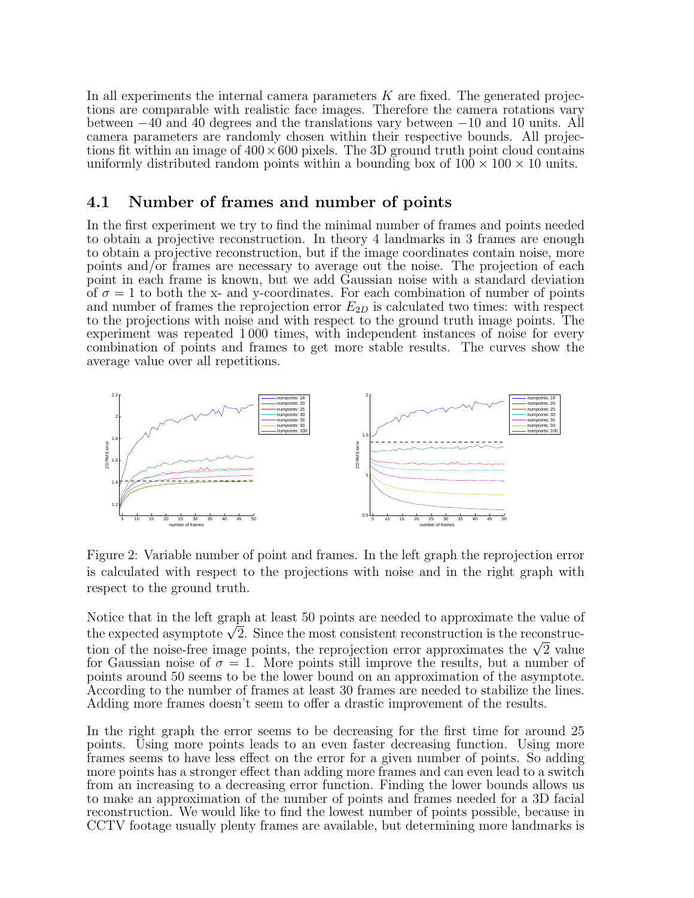In all experiments the internal camera parameters $K$ are fixed. The generated projections are comparable with realistic face images. Therefore the camera rotations vary between $-40$ and 40 degrees and the translations vary between $-10$ and 10 units. All camera parameters are randomly chosen within their respective bounds. All projections fit within an image of $400 \times 600$ pixels. The 3D ground truth point cloud contains uniformly distributed random points within a bounding box of $100 \times 100 \times 10$ units.

## 4.1 Number of frames and number of points

In the first experiment we try to find the minimal number of frames and points needed to obtain a projective reconstruction. In theory 4 landmarks in 3 frames are enough to obtain a projective reconstruction, but if the image coordinates contain noise, more points and/or frames are necessary to average out the noise. The projection of each point in each frame is known, but we add Gaussian noise with a standard deviation of $\sigma = 1$ to both the x- and y-coordinates. For each combination of number of points and number of frames the reprojection error $E_{2D}$ is calculated two times: with respect to the projections with noise and with respect to the ground truth image points. The experiment was repeated 1 000 times, with independent instances of noise for every combination of points and frames to get more stable results. The curves show the average value over all repetitions.

Figure 2: Variable number of point and frames. In the left graph the reprojection error is calculated with respect to the projections with noise and in the right graph with respect to the ground truth.

Notice that in the left graph at least 50 points are needed to approximate the value of the expected asymptote $\sqrt{2}$. Since the most consistent reconstruction is the reconstruction of the noise-free image points, the reprojection error approximates the $\sqrt{2}$ value for Gaussian noise of $\sigma = 1$. More points still improve the results, but a number of points around 50 seems to be the lower bound on an approximation of the asymptote. According to the number of frames at least 30 frames are needed to stabilize the lines. Adding more frames doesn't seem to offer a drastic improvement of the results.

In the right graph the error seems to be decreasing for the first time for around 25 points. Using more points leads to an even faster decreasing function. Using more frames seems to have less effect on the error for a given number of points. So adding more points has a stronger effect than adding more frames and can even lead to a switch from an increasing to a decreasing error function. Finding the lower bounds allows us to make an approximation of the number of points and frames needed for a 3D facial reconstruction. We would like to find the lowest number of points possible, because in CCTV footage usually plenty frames are available, but determining more landmarks is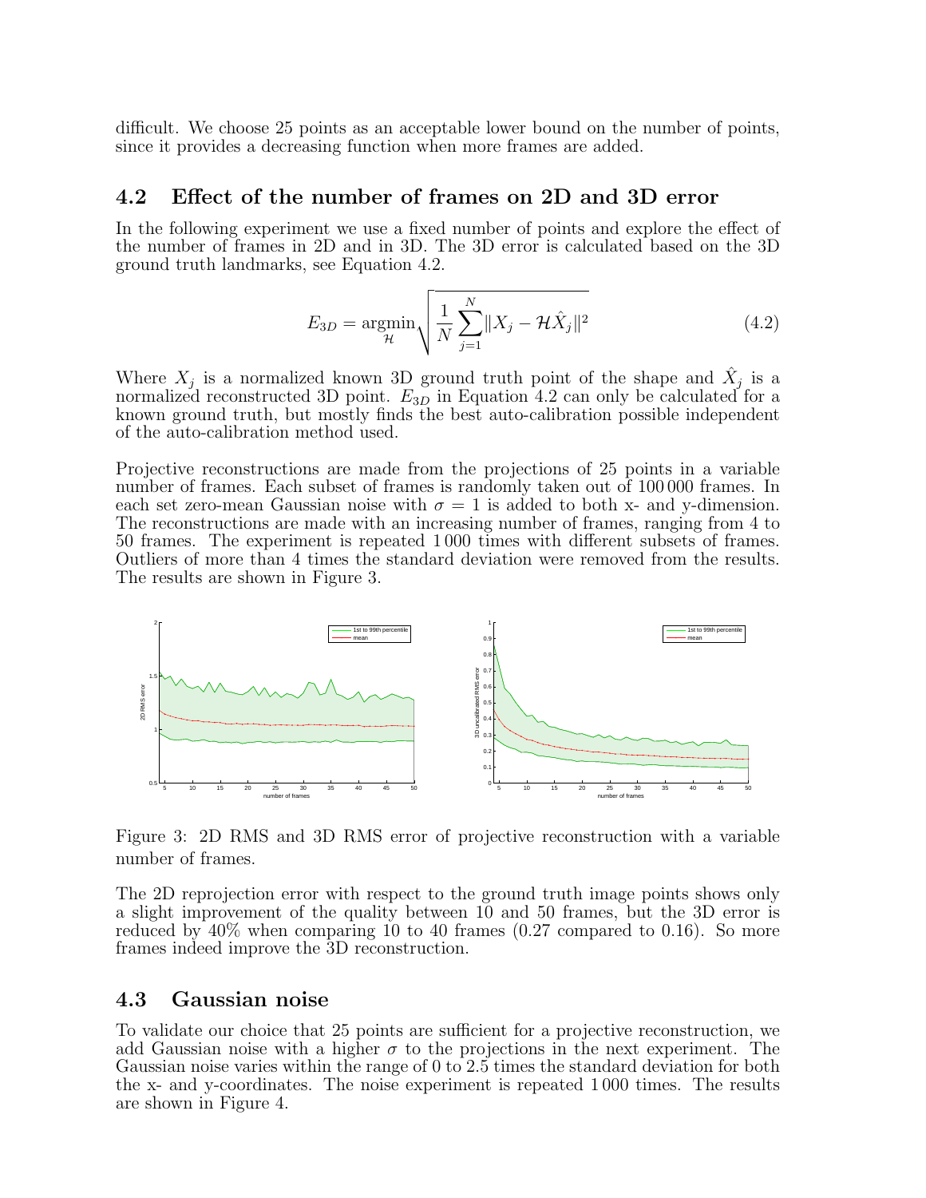difficult. We choose 25 points as an acceptable lower bound on the number of points, since it provides a decreasing function when more frames are added.

## 4.2 Effect of the number of frames on 2D and 3D error

In the following experiment we use a fixed number of points and explore the effect of the number of frames in 2D and in 3D. The 3D error is calculated based on the 3D ground truth landmarks, see Equation 4.2.

$$E_{3D} = \underset{\mathcal{H}}{\operatorname{argmin}} \sqrt{\frac{1}{N}\sum_{j=1}^{N} \|X_j - \mathcal{H}\hat{X}_j\|^2} \tag{4.2}$$

Where $X_j$ is a normalized known 3D ground truth point of the shape and $\hat{X}_j$ is a normalized reconstructed 3D point. $E_{3D}$ in Equation 4.2 can only be calculated for a known ground truth, but mostly finds the best auto-calibration possible independent of the auto-calibration method used.

Projective reconstructions are made from the projections of 25 points in a variable number of frames. Each subset of frames is randomly taken out of 100 000 frames. In each set zero-mean Gaussian noise with $\sigma = 1$ is added to both x- and y-dimension. The reconstructions are made with an increasing number of frames, ranging from 4 to 50 frames. The experiment is repeated 1 000 times with different subsets of frames. Outliers of more than 4 times the standard deviation were removed from the results. The results are shown in Figure 3.

Figure 3: 2D RMS and 3D RMS error of projective reconstruction with a variable number of frames.

The 2D reprojection error with respect to the ground truth image points shows only a slight improvement of the quality between 10 and 50 frames, but the 3D error is reduced by 40% when comparing 10 to 40 frames (0.27 compared to 0.16). So more frames indeed improve the 3D reconstruction.

## 4.3 Gaussian noise

To validate our choice that 25 points are sufficient for a projective reconstruction, we add Gaussian noise with a higher $\sigma$ to the projections in the next experiment. The Gaussian noise varies within the range of 0 to 2.5 times the standard deviation for both the x- and y-coordinates. The noise experiment is repeated 1 000 times. The results are shown in Figure 4.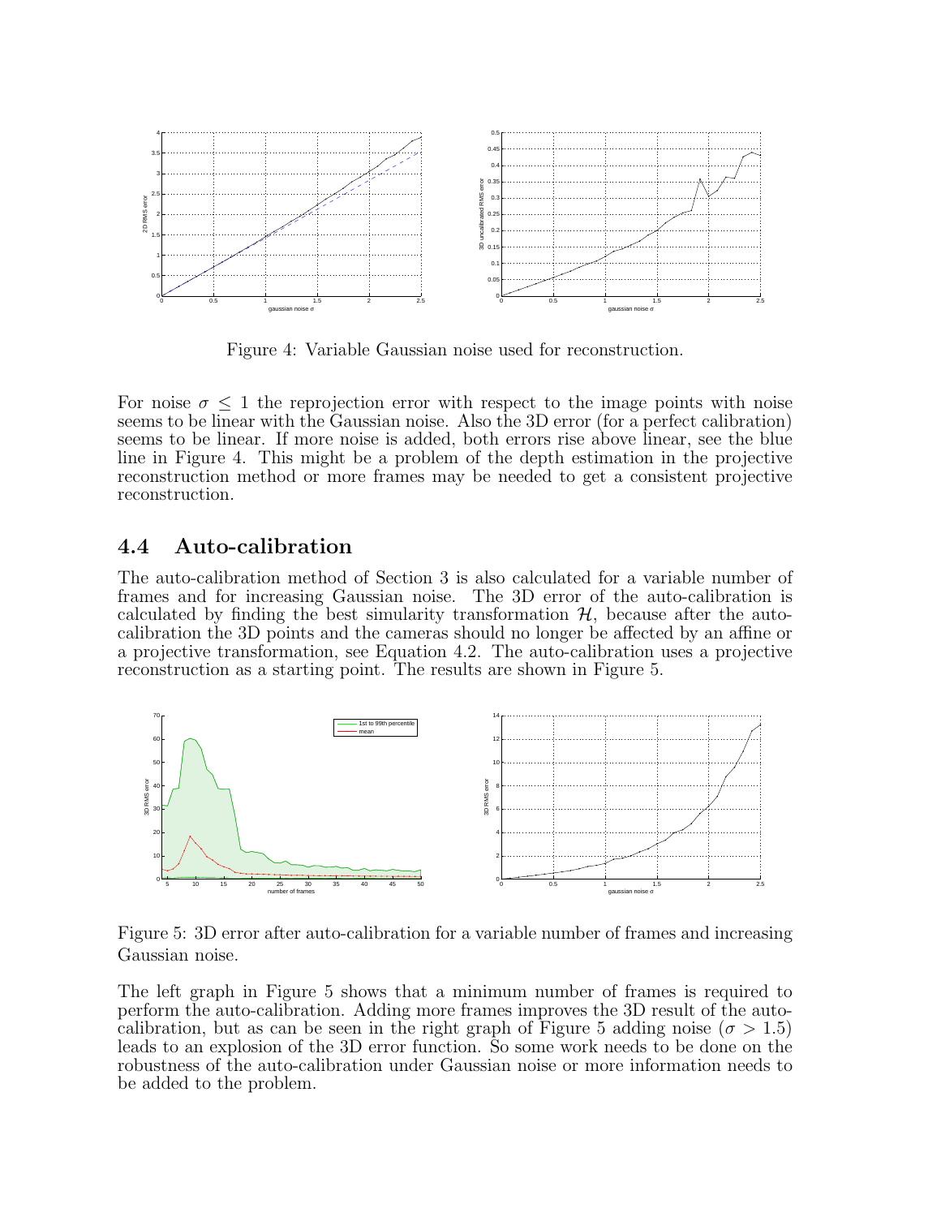Figure 4: Variable Gaussian noise used for reconstruction.

For noise $\sigma \leq 1$ the reprojection error with respect to the image points with noise seems to be linear with the Gaussian noise. Also the 3D error (for a perfect calibration) seems to be linear. If more noise is added, both errors rise above linear, see the blue line in Figure 4. This might be a problem of the depth estimation in the projective reconstruction method or more frames may be needed to get a consistent projective reconstruction.

## 4.4 Auto-calibration

The auto-calibration method of Section 3 is also calculated for a variable number of frames and for increasing Gaussian noise. The 3D error of the auto-calibration is calculated by finding the best simularity transformation $\mathcal{H}$, because after the auto-calibration the 3D points and the cameras should no longer be affected by an affine or a projective transformation, see Equation 4.2. The auto-calibration uses a projective reconstruction as a starting point. The results are shown in Figure 5.

Figure 5: 3D error after auto-calibration for a variable number of frames and increasing Gaussian noise.

The left graph in Figure 5 shows that a minimum number of frames is required to perform the auto-calibration. Adding more frames improves the 3D result of the auto-calibration, but as can be seen in the right graph of Figure 5 adding noise ($\sigma > 1.5$) leads to an explosion of the 3D error function. So some work needs to be done on the robustness of the auto-calibration under Gaussian noise or more information needs to be added to the problem.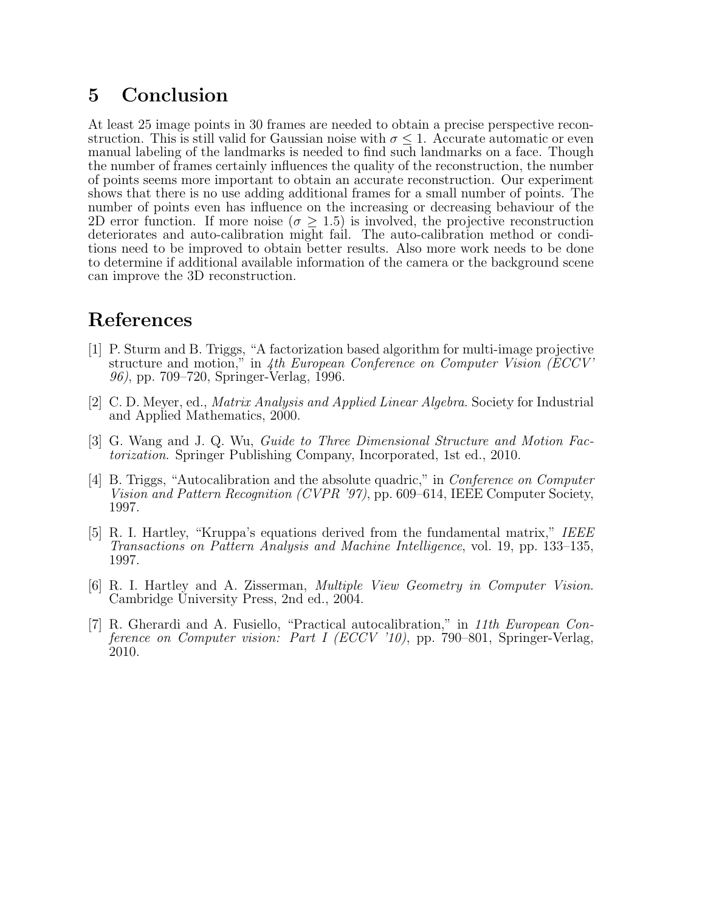## 5 Conclusion

At least 25 image points in 30 frames are needed to obtain a precise perspective reconstruction. This is still valid for Gaussian noise with $\sigma \leq 1$. Accurate automatic or even manual labeling of the landmarks is needed to find such landmarks on a face. Though the number of frames certainly influences the quality of the reconstruction, the number of points seems more important to obtain an accurate reconstruction. Our experiment shows that there is no use adding additional frames for a small number of points. The number of points even has influence on the increasing or decreasing behaviour of the 2D error function. If more noise ($\sigma \geq 1.5$) is involved, the projective reconstruction deteriorates and auto-calibration might fail. The auto-calibration method or conditions need to be improved to obtain better results. Also more work needs to be done to determine if additional available information of the camera or the background scene can improve the 3D reconstruction.

## References

[1] P. Sturm and B. Triggs, "A factorization based algorithm for multi-image projective structure and motion," in *4th European Conference on Computer Vision (ECCV' 96)*, pp. 709–720, Springer-Verlag, 1996.

[2] C. D. Meyer, ed., *Matrix Analysis and Applied Linear Algebra*. Society for Industrial and Applied Mathematics, 2000.

[3] G. Wang and J. Q. Wu, *Guide to Three Dimensional Structure and Motion Factorization*. Springer Publishing Company, Incorporated, 1st ed., 2010.

[4] B. Triggs, "Autocalibration and the absolute quadric," in *Conference on Computer Vision and Pattern Recognition (CVPR '97)*, pp. 609–614, IEEE Computer Society, 1997.

[5] R. I. Hartley, "Kruppa's equations derived from the fundamental matrix," *IEEE Transactions on Pattern Analysis and Machine Intelligence*, vol. 19, pp. 133–135, 1997.

[6] R. I. Hartley and A. Zisserman, *Multiple View Geometry in Computer Vision*. Cambridge University Press, 2nd ed., 2004.

[7] R. Gherardi and A. Fusiello, "Practical autocalibration," in *11th European Conference on Computer vision: Part I (ECCV '10)*, pp. 790–801, Springer-Verlag, 2010.